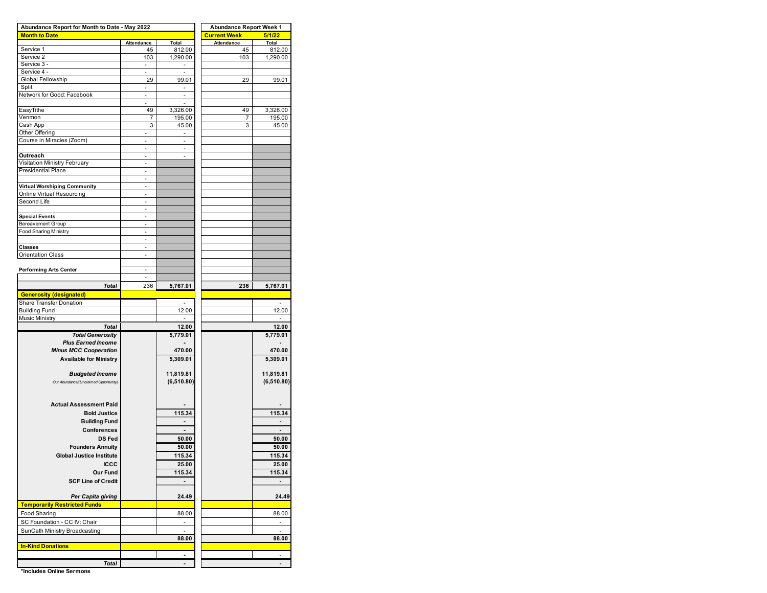| Abundance Report for Month to Date - May 2022 | | | Abundance Report Week 1 | |
|---|---|---|---|---|
| **Month to Date** | | | **Current Week** | **5/1/22** |
| | Attendance | Total | Attendance | Total |
| Service 1 | 45 | 812.00 | 45 | 812.00 |
| Service 2 | 103 | 1,290.00 | 103 | 1,290.00 |
| Service 3 - | - | - | | |
| Service 4 - | - | - | | |
| Global Fellowship | 29 | 99.01 | 29 | 99.01 |
| Split | - | - | | |
| Network for Good: Facebook | - | - | | |
| | - | - | | |
| EasyTithe | 49 | 3,326.00 | 49 | 3,326.00 |
| Venmon | 7 | 195.00 | 7 | 195.00 |
| Cash App | 3 | 45.00 | 3 | 45.00 |
| Other Offering | - | - | | |
| Course in Miracles (Zoom) | - | - | | |
| | - | - | | |
| **Outreach** | - | - | | |
| Visitation Ministry February | - | | | |
| Presidential Place | - | | | |
| | - | | | |
| **Virtual Worshiping Community** | - | | | |
| Online Virtual Resourcing | - | | | |
| Second Life | - | | | |
| | - | | | |
| **Special Events** | - | | | |
| Bereavement Group | - | | | |
| Food Sharing Ministry | - | | | |
| | - | | | |
| **Classes** | - | | | |
| Orientation Class | - | | | |
| | | | | |
| **Performing Arts Center** | - | | | |
| | - | | | |
| ***Total*** | 236 | **5,767.01** | **236** | **5,767.01** |
| **Generosity (designated)** | | | | |
| Share Transfer Donation | | - | | - |
| Building Fund | | 12.00 | | 12.00 |
| Music Ministry | | - | | - |
| ***Total*** | | **12.00** | | **12.00** |
| ***Total Generosity*** | | **5,779.01** | | **5,779.01** |
| ***Plus Earned Income*** | | **-** | | **-** |
| ***Minus MCC Cooperation*** | | **470.00** | | **470.00** |
| **Available for Ministry** | | **5,309.01** | | **5,309.01** |
| ***Budgeted Income*** | | **11,819.81** | | **11,819.81** |
| *Our Abundance/(Unclaimed Opportunity)* | | **(6,510.80)** | | **(6,510.80)** |
| **Actual Assessment Paid** | | **-** | | **-** |
| **Bold Justice** | | **115.34** | | **115.34** |
| **Building Fund** | | **-** | | **-** |
| **Conferences** | | **-** | | **-** |
| **DS Fed** | | **50.00** | | **50.00** |
| **Founders Annuity** | | **50.00** | | **50.00** |
| **Global Justice Institute** | | **115.34** | | **115.34** |
| **ICCC** | | **25.00** | | **25.00** |
| **Our Fund** | | **115.34** | | **115.34** |
| **SCF Line of Credit** | | **-** | | **-** |
| ***Per Capita giving*** | | **24.49** | | **24.49** |
| **Temporarily Restricted Funds** | | | | |
| Food Sharing | | 88.00 | | 88.00 |
| SC Foundation - CC IV: Chair | | - | | - |
| SunCath Ministry Broadcasting | | - | | - |
| | | **88.00** | | **88.00** |
| **In-Kind Donations** | | | | |
| | | **-** | | - |
| ***Total*** | | **-** | | **-** |

**\*Includes Online Sermons**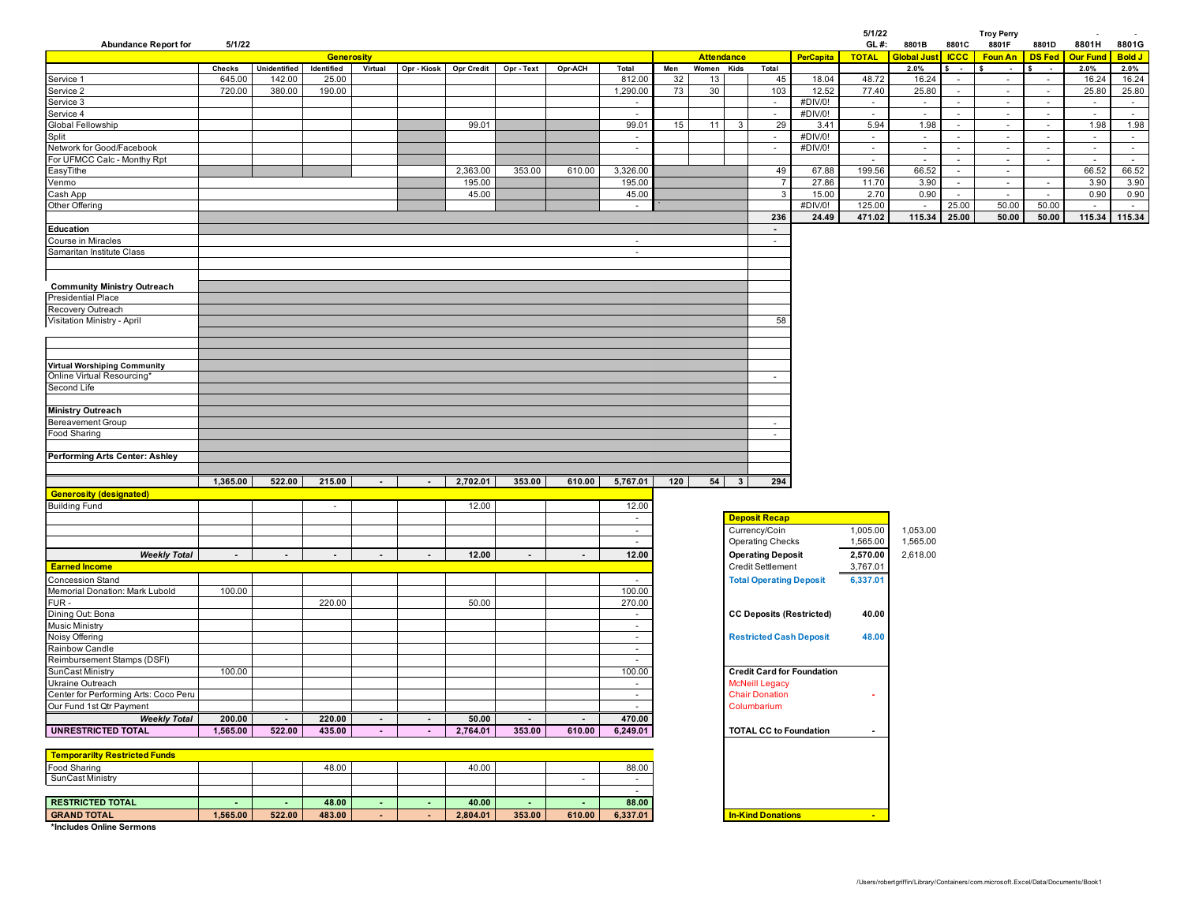**Abundance Report for** 5/1/22

| | Checks | Unidentified | Identified | Virtual | Opr - Kiosk | Opr Credit | Opr - Text | Opr-ACH | Total | Men | Women | Kids | Total | PerCapita | TOTAL | Global Just | ICCC | Foun An | DS Fed | Our Fund | Bold J |
|---|---|---|---|---|---|---|---|---|---|---|---|---|---|---|---|---|---|---|---|---|---|
| | **Generosity** | | | | | | | | | **Attendance** | | | | | 5/1/22 GL #: | 8801B | 8801C | Troy Perry 8801F | 8801D | 8801H | 8801G |
| | | | | | | | | | | | | | | | | 2.0% | $ - | $ - | $ - | 2.0% | 2.0% |
| Service 1 | 645.00 | 142.00 | 25.00 | | | | | | 812.00 | 32 | 13 | | 45 | 18.04 | 48.72 | 16.24 | - | - | - | 16.24 | 16.24 |
| Service 2 | 720.00 | 380.00 | 190.00 | | | | | | 1,290.00 | 73 | 30 | | 103 | 12.52 | 77.40 | 25.80 | - | - | - | 25.80 | 25.80 |
| Service 3 | | | | | | | | | - | | | | - | #DIV/0! | - | - | - | - | - | - | - |
| Service 4 | | | | | | | | | - | | | | - | #DIV/0! | - | - | - | - | - | - | - |
| Global Fellowship | | | | | | 99.01 | | | 99.01 | 15 | 11 | 3 | 29 | 3.41 | 5.94 | 1.98 | - | - | - | 1.98 | 1.98 |
| Split | | | | | | | | | - | | | | - | #DIV/0! | - | - | - | - | - | - | - |
| Network for Good/Facebook | | | | | | | | | - | | | | - | #DIV/0! | - | - | - | - | - | - | - |
| For UFMCC Calc - Monthy Rpt | | | | | | | | | | | | | | | - | - | - | - | - | - | - |
| EasyTithe | | | | | | 2,363.00 | 353.00 | 610.00 | 3,326.00 | | | | 49 | 67.88 | 199.56 | 66.52 | - | - | | 66.52 | 66.52 |
| Venmo | | | | | | 195.00 | | | 195.00 | | | | 7 | 27.86 | 11.70 | 3.90 | - | - | - | 3.90 | 3.90 |
| Cash App | | | | | | 45.00 | | | 45.00 | | | | 3 | 15.00 | 2.70 | 0.90 | - | - | - | 0.90 | 0.90 |
| Other Offering | | | | | | | | | - | | | | | #DIV/0! | 125.00 | - | 25.00 | 50.00 | 50.00 | - | - |
| | | | | | | | | | | | | | **236** | **24.49** | **471.02** | **115.34** | **25.00** | **50.00** | **50.00** | **115.34** | **115.34** |
| **Education** | | | | | | | | | | | | | - | | | | | | | | |
| Course in Miracles | | | | | | | | | - | | | | - | | | | | | | | |
| Samaritan Institute Class | | | | | | | | | - | | | | | | | | | | | | |
| **Community Ministry Outreach** | | | | | | | | | | | | | | | | | | | | | |
| Presidential Place | | | | | | | | | | | | | | | | | | | | | |
| Recovery Outreach | | | | | | | | | | | | | | | | | | | | | |
| Visitation Ministry - April | | | | | | | | | | | | | 58 | | | | | | | | |
| **Virtual Worshiping Community** | | | | | | | | | | | | | | | | | | | | | |
| Online Virtual Resourcing* | | | | | | | | | | | | | - | | | | | | | | |
| Second Life | | | | | | | | | | | | | | | | | | | | | |
| **Ministry Outreach** | | | | | | | | | | | | | | | | | | | | | |
| Bereavement Group | | | | | | | | | | | | | - | | | | | | | | |
| Food Sharing | | | | | | | | | | | | | - | | | | | | | | |
| **Performing Arts Center: Ashley** | | | | | | | | | | | | | | | | | | | | | |
| | **1,365.00** | **522.00** | **215.00** | **-** | **-** | **2,702.01** | **353.00** | **610.00** | **5,767.01** | **120** | **54** | **3** | **294** | | | | | | | | |

| **Generosity (designated)** | | | | | | | | | |
|---|---|---|---|---|---|---|---|---|---|
| Building Fund | | | - | | | 12.00 | | | 12.00 |
| | | | | | | | | | - |
| | | | | | | | | | - |
| | | | | | | | | | - |
| ***Weekly Total*** | **-** | **-** | **-** | **-** | **-** | **12.00** | **-** | **-** | **12.00** |
| **Earned Income** | | | | | | | | | |
| Concession Stand | | | | | | | | | - |
| Memorial Donation: Mark Lubold | 100.00 | | | | | | | | 100.00 |
| FUR - | | | 220.00 | | | 50.00 | | | 270.00 |
| Dining Out: Bona | | | | | | | | | - |
| Music Ministry | | | | | | | | | - |
| Noisy Offering | | | | | | | | | - |
| Rainbow Candle | | | | | | | | | - |
| Reimbursement Stamps (DSFI) | | | | | | | | | - |
| SunCast Ministry | 100.00 | | | | | | | | 100.00 |
| Ukraine Outreach | | | | | | | | | - |
| Center for Performing Arts: Coco Peru | | | | | | | | | - |
| Our Fund 1st Qtr Payment | | | | | | | | | - |
| ***Weekly Total*** | **200.00** | **-** | **220.00** | **-** | **-** | **50.00** | **-** | **-** | **470.00** |
| **UNRESTRICTED TOTAL** | **1,565.00** | **522.00** | **435.00** | **-** | **-** | **2,764.01** | **353.00** | **610.00** | **6,249.01** |
| **Temporarilty Restricted Funds** | | | | | | | | | |
| Food Sharing | | | 48.00 | | | 40.00 | | | 88.00 |
| SunCast Ministry | | | | | | | | - | - |
| | | | | | | | | | - |
| **RESTRICTED TOTAL** | **-** | **-** | **48.00** | **-** | **-** | **40.00** | **-** | **-** | **88.00** |
| **GRAND TOTAL** | **1,565.00** | **522.00** | **483.00** | **-** | **-** | **2,804.01** | **353.00** | **610.00** | **6,337.01** |

*Includes Online Sermons

| **Deposit Recap** | | |
|---|---|---|
| Currency/Coin | 1,005.00 | 1,053.00 |
| Operating Checks | 1,565.00 | 1,565.00 |
| **Operating Deposit** | **2,570.00** | 2,618.00 |
| Credit Settlement | 3,767.01 | |
| **Total Operating Deposit** | **6,337.01** | |
| **CC Deposits (Restricted)** | **40.00** | |
| **Restricted Cash Deposit** | **48.00** | |
| **Credit Card for Foundation** | | |
| McNeill Legacy | | |
| Chair Donation | - | |
| Columbarium | | |
| **TOTAL CC to Foundation** | **-** | |
| **In-Kind Donations** | **-** | |

/Users/robertgriffin/Library/Containers/com.microsoft.Excel/Data/Documents/Book1